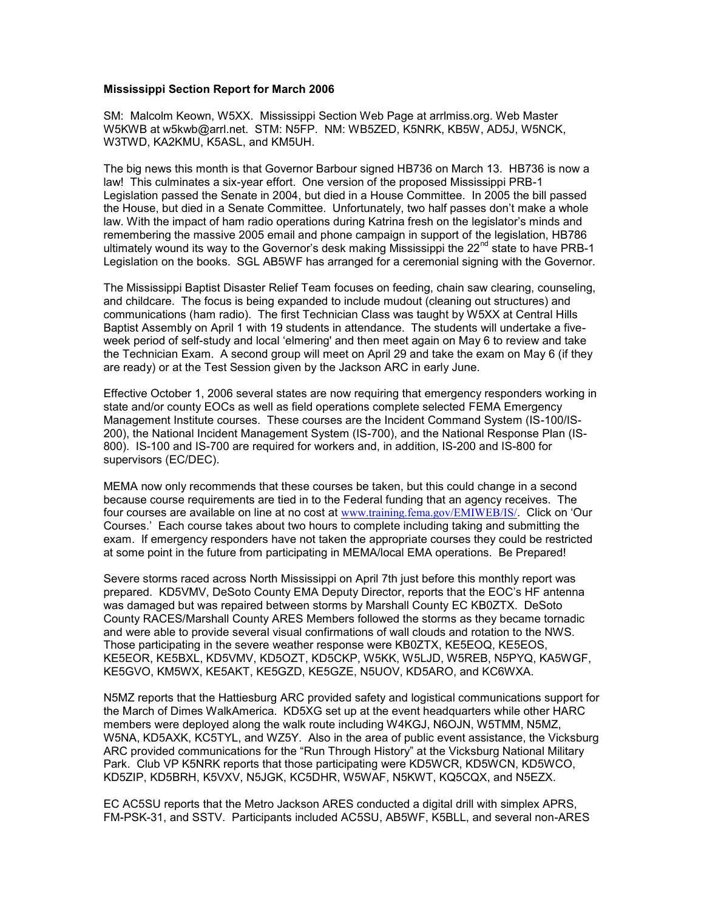**Mississippi Section Report for March 2006**

SM: Malcolm Keown, W5XX. Mississippi Section Web Page at arrlmiss.org. Web Master W5KWB at w5kwb@arrl.net. STM: N5FP. NM: WB5ZED, K5NRK, KB5W, AD5J, W5NCK, W3TWD, KA2KMU, K5ASL, and KM5UH.

The big news this month is that Governor Barbour signed HB736 on March 13. HB736 is now a law! This culminates a six-year effort. One version of the proposed Mississippi PRB-1 Legislation passed the Senate in 2004, but died in a House Committee. In 2005 the bill passed the House, but died in a Senate Committee. Unfortunately, two half passes don't make a whole law. With the impact of ham radio operations during Katrina fresh on the legislator's minds and remembering the massive 2005 email and phone campaign in support of the legislation, HB786 ultimately wound its way to the Governor's desk making Mississippi the 22nd state to have PRB-1 Legislation on the books. SGL AB5WF has arranged for a ceremonial signing with the Governor.

The Mississippi Baptist Disaster Relief Team focuses on feeding, chain saw clearing, counseling, and childcare. The focus is being expanded to include mudout (cleaning out structures) and communications (ham radio). The first Technician Class was taught by W5XX at Central Hills Baptist Assembly on April 1 with 19 students in attendance. The students will undertake a five-week period of self-study and local 'elmering' and then meet again on May 6 to review and take the Technician Exam. A second group will meet on April 29 and take the exam on May 6 (if they are ready) or at the Test Session given by the Jackson ARC in early June.

Effective October 1, 2006 several states are now requiring that emergency responders working in state and/or county EOCs as well as field operations complete selected FEMA Emergency Management Institute courses. These courses are the Incident Command System (IS-100/IS-200), the National Incident Management System (IS-700), and the National Response Plan (IS-800). IS-100 and IS-700 are required for workers and, in addition, IS-200 and IS-800 for supervisors (EC/DEC).

MEMA now only recommends that these courses be taken, but this could change in a second because course requirements are tied in to the Federal funding that an agency receives. The four courses are available on line at no cost at www.training.fema.gov/EMIWEB/IS/. Click on 'Our Courses.' Each course takes about two hours to complete including taking and submitting the exam. If emergency responders have not taken the appropriate courses they could be restricted at some point in the future from participating in MEMA/local EMA operations. Be Prepared!

Severe storms raced across North Mississippi on April 7th just before this monthly report was prepared. KD5VMV, DeSoto County EMA Deputy Director, reports that the EOC's HF antenna was damaged but was repaired between storms by Marshall County EC KB0ZTX. DeSoto County RACES/Marshall County ARES Members followed the storms as they became tornadic and were able to provide several visual confirmations of wall clouds and rotation to the NWS. Those participating in the severe weather response were KB0ZTX, KE5EOQ, KE5EOS, KE5EOR, KE5BXL, KD5VMV, KD5OZT, KD5CKP, W5KK, W5LJD, W5REB, N5PYQ, KA5WGF, KE5GVO, KM5WX, KE5AKT, KE5GZD, KE5GZE, N5UOV, KD5ARO, and KC6WXA.

N5MZ reports that the Hattiesburg ARC provided safety and logistical communications support for the March of Dimes WalkAmerica. KD5XG set up at the event headquarters while other HARC members were deployed along the walk route including W4KGJ, N6OJN, W5TMM, N5MZ, W5NA, KD5AXK, KC5TYL, and WZ5Y. Also in the area of public event assistance, the Vicksburg ARC provided communications for the "Run Through History" at the Vicksburg National Military Park. Club VP K5NRK reports that those participating were KD5WCR, KD5WCN, KD5WCO, KD5ZIP, KD5BRH, K5VXV, N5JGK, KC5DHR, W5WAF, N5KWT, KQ5CQX, and N5EZX.

EC AC5SU reports that the Metro Jackson ARES conducted a digital drill with simplex APRS, FM-PSK-31, and SSTV. Participants included AC5SU, AB5WF, K5BLL, and several non-ARES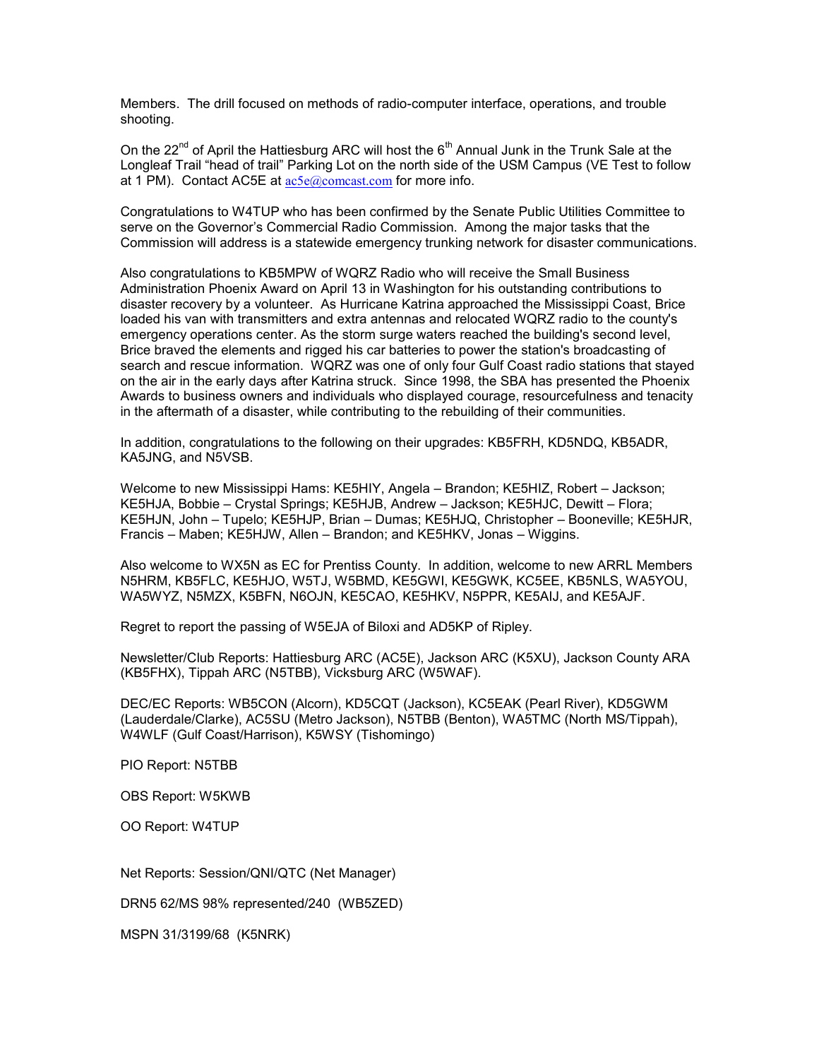Members. The drill focused on methods of radio-computer interface, operations, and trouble shooting.

On the 22nd of April the Hattiesburg ARC will host the 6th Annual Junk in the Trunk Sale at the Longleaf Trail "head of trail" Parking Lot on the north side of the USM Campus (VE Test to follow at 1 PM). Contact AC5E at ac5e@comcast.com for more info.

Congratulations to W4TUP who has been confirmed by the Senate Public Utilities Committee to serve on the Governor's Commercial Radio Commission. Among the major tasks that the Commission will address is a statewide emergency trunking network for disaster communications.

Also congratulations to KB5MPW of WQRZ Radio who will receive the Small Business Administration Phoenix Award on April 13 in Washington for his outstanding contributions to disaster recovery by a volunteer. As Hurricane Katrina approached the Mississippi Coast, Brice loaded his van with transmitters and extra antennas and relocated WQRZ radio to the county's emergency operations center. As the storm surge waters reached the building's second level, Brice braved the elements and rigged his car batteries to power the station's broadcasting of search and rescue information. WQRZ was one of only four Gulf Coast radio stations that stayed on the air in the early days after Katrina struck. Since 1998, the SBA has presented the Phoenix Awards to business owners and individuals who displayed courage, resourcefulness and tenacity in the aftermath of a disaster, while contributing to the rebuilding of their communities.

In addition, congratulations to the following on their upgrades: KB5FRH, KD5NDQ, KB5ADR, KA5JNG, and N5VSB.

Welcome to new Mississippi Hams: KE5HIY, Angela – Brandon; KE5HIZ, Robert – Jackson; KE5HJA, Bobbie – Crystal Springs; KE5HJB, Andrew – Jackson; KE5HJC, Dewitt – Flora; KE5HJN, John – Tupelo; KE5HJP, Brian – Dumas; KE5HJQ, Christopher – Booneville; KE5HJR, Francis – Maben; KE5HJW, Allen – Brandon; and KE5HKV, Jonas – Wiggins.

Also welcome to WX5N as EC for Prentiss County. In addition, welcome to new ARRL Members N5HRM, KB5FLC, KE5HJO, W5TJ, W5BMD, KE5GWI, KE5GWK, KC5EE, KB5NLS, WA5YOU, WA5WYZ, N5MZX, K5BFN, N6OJN, KE5CAO, KE5HKV, N5PPR, KE5AIJ, and KE5AJF.

Regret to report the passing of W5EJA of Biloxi and AD5KP of Ripley.

Newsletter/Club Reports: Hattiesburg ARC (AC5E), Jackson ARC (K5XU), Jackson County ARA (KB5FHX), Tippah ARC (N5TBB), Vicksburg ARC (W5WAF).

DEC/EC Reports: WB5CON (Alcorn), KD5CQT (Jackson), KC5EAK (Pearl River), KD5GWM (Lauderdale/Clarke), AC5SU (Metro Jackson), N5TBB (Benton), WA5TMC (North MS/Tippah), W4WLF (Gulf Coast/Harrison), K5WSY (Tishomingo)

PIO Report: N5TBB

OBS Report: W5KWB

OO Report: W4TUP

Net Reports: Session/QNI/QTC (Net Manager)

DRN5 62/MS 98% represented/240 (WB5ZED)

MSPN 31/3199/68 (K5NRK)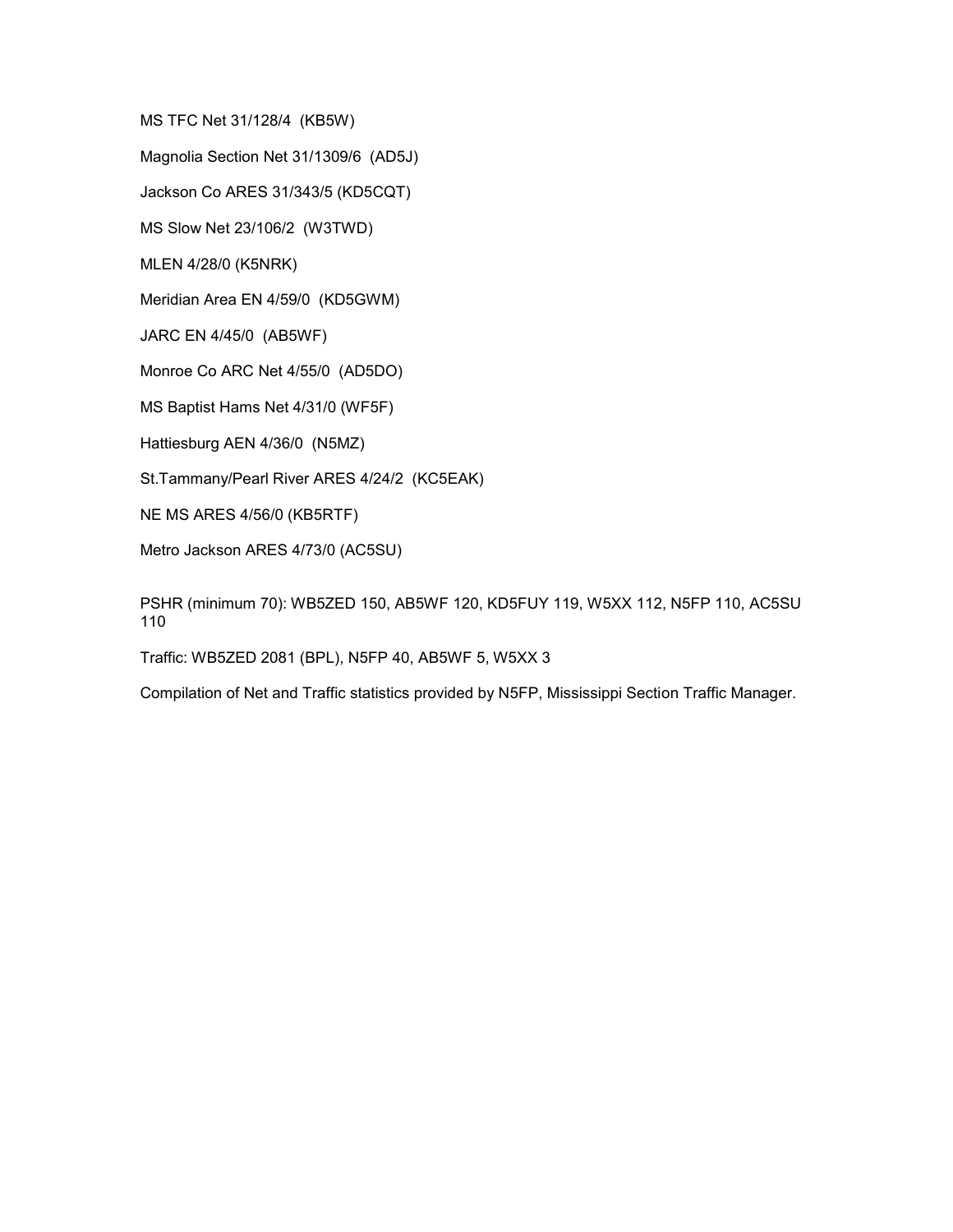MS TFC Net 31/128/4 (KB5W)

Magnolia Section Net 31/1309/6 (AD5J)

Jackson Co ARES 31/343/5 (KD5CQT)

MS Slow Net 23/106/2 (W3TWD)

MLEN 4/28/0 (K5NRK)

Meridian Area EN 4/59/0 (KD5GWM)

JARC EN 4/45/0 (AB5WF)

Monroe Co ARC Net 4/55/0 (AD5DO)

MS Baptist Hams Net 4/31/0 (WF5F)

Hattiesburg AEN 4/36/0 (N5MZ)

St.Tammany/Pearl River ARES 4/24/2 (KC5EAK)

NE MS ARES 4/56/0 (KB5RTF)

Metro Jackson ARES 4/73/0 (AC5SU)

PSHR (minimum 70): WB5ZED 150, AB5WF 120, KD5FUY 119, W5XX 112, N5FP 110, AC5SU 110

Traffic: WB5ZED 2081 (BPL), N5FP 40, AB5WF 5, W5XX 3

Compilation of Net and Traffic statistics provided by N5FP, Mississippi Section Traffic Manager.